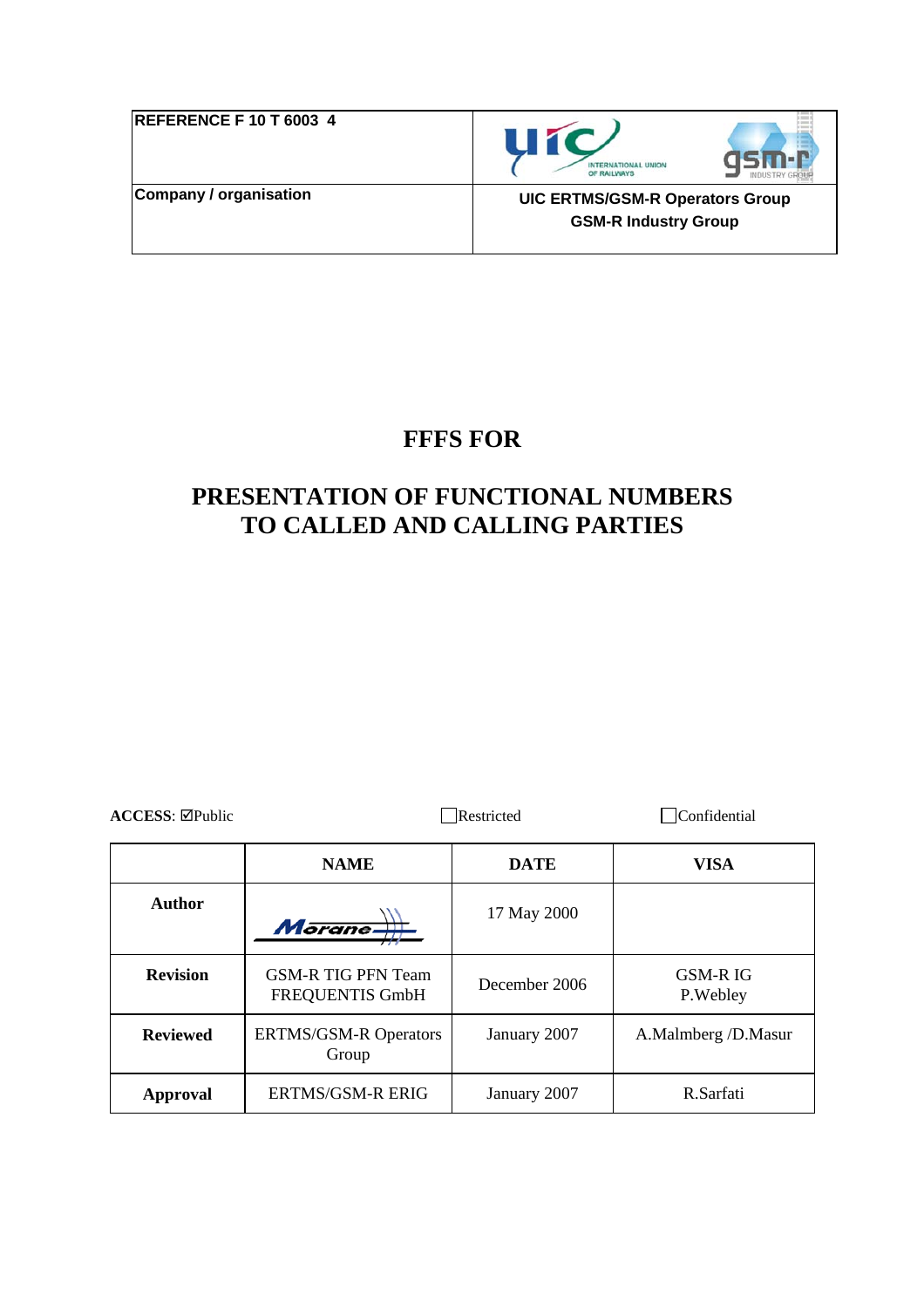| REFERENCE F 10 T 6003 4 | |
| --- | --- |
| Company / organisation | UIC ERTMS/GSM-R Operators Group<br>GSM-R Industry Group |

# FFFS FOR

# PRESENTATION OF FUNCTIONAL NUMBERS TO CALLED AND CALLING PARTIES

**ACCESS**: ☑Public ☐Restricted ☐Confidential

| | NAME | DATE | VISA |
| --- | --- | --- | --- |
| **Author** | Morane | 17 May 2000 | |
| **Revision** | GSM-R TIG PFN Team FREQUENTIS GmbH | December 2006 | GSM-R IG P.Webley |
| **Reviewed** | ERTMS/GSM-R Operators Group | January 2007 | A.Malmberg /D.Masur |
| **Approval** | ERTMS/GSM-R ERIG | January 2007 | R.Sarfati |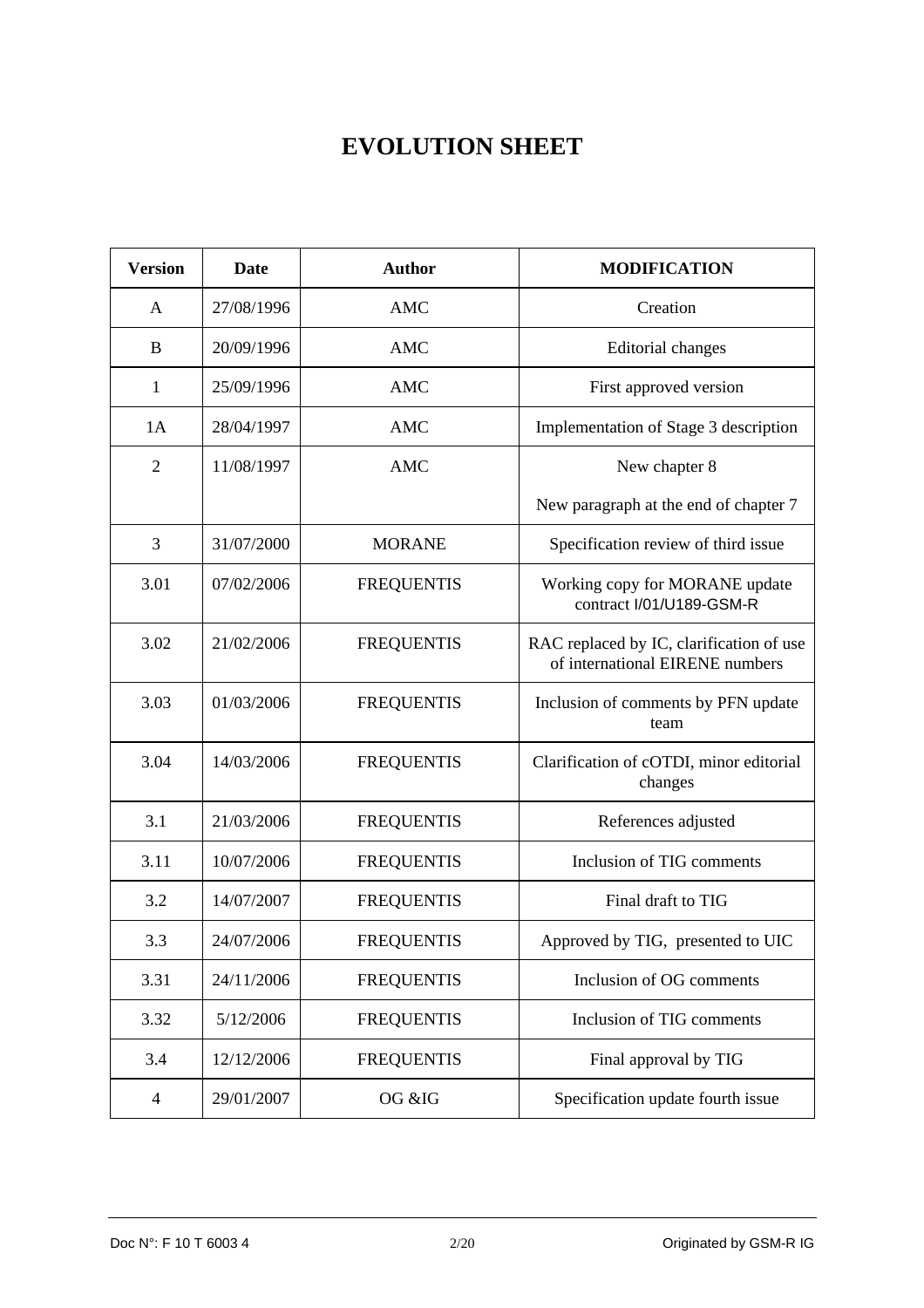# EVOLUTION SHEET

| Version | Date | Author | MODIFICATION |
|---|---|---|---|
| A | 27/08/1996 | AMC | Creation |
| B | 20/09/1996 | AMC | Editorial changes |
| 1 | 25/09/1996 | AMC | First approved version |
| 1A | 28/04/1997 | AMC | Implementation of Stage 3 description |
| 2 | 11/08/1997 | AMC | New chapter 8<br>New paragraph at the end of chapter 7 |
| 3 | 31/07/2000 | MORANE | Specification review of third issue |
| 3.01 | 07/02/2006 | FREQUENTIS | Working copy for MORANE update contract I/01/U189-GSM-R |
| 3.02 | 21/02/2006 | FREQUENTIS | RAC replaced by IC, clarification of use of international EIRENE numbers |
| 3.03 | 01/03/2006 | FREQUENTIS | Inclusion of comments by PFN update team |
| 3.04 | 14/03/2006 | FREQUENTIS | Clarification of cOTDI, minor editorial changes |
| 3.1 | 21/03/2006 | FREQUENTIS | References adjusted |
| 3.11 | 10/07/2006 | FREQUENTIS | Inclusion of TIG comments |
| 3.2 | 14/07/2007 | FREQUENTIS | Final draft to TIG |
| 3.3 | 24/07/2006 | FREQUENTIS | Approved by TIG, presented to UIC |
| 3.31 | 24/11/2006 | FREQUENTIS | Inclusion of OG comments |
| 3.32 | 5/12/2006 | FREQUENTIS | Inclusion of TIG comments |
| 3.4 | 12/12/2006 | FREQUENTIS | Final approval by TIG |
| 4 | 29/01/2007 | OG &IG | Specification update fourth issue |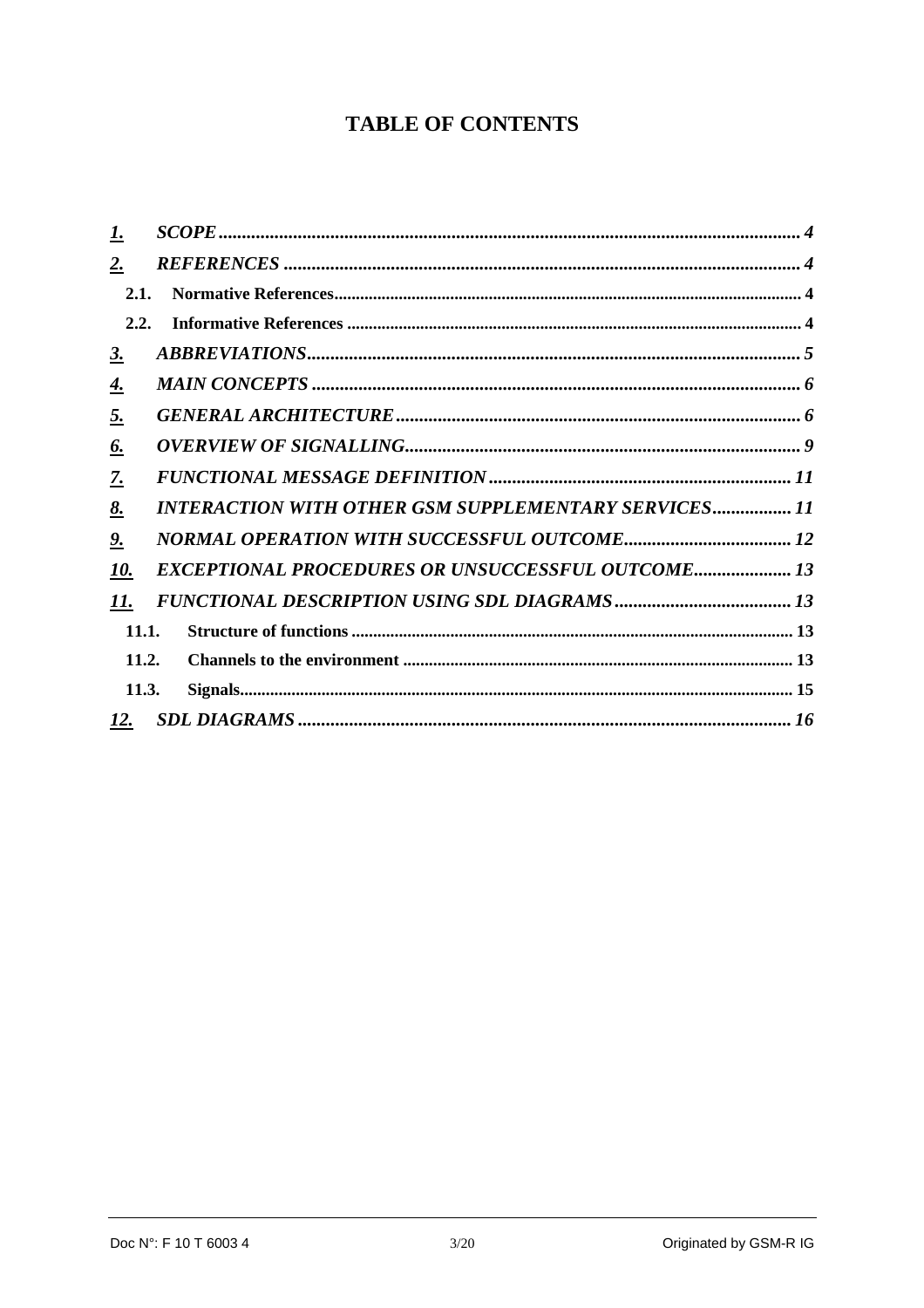# TABLE OF CONTENTS

- **1. SCOPE** ..... 4
- **2. REFERENCES** ..... 4
  - 2.1. Normative References ..... 4
  - 2.2. Informative References ..... 4
- **3. ABBREVIATIONS** ..... 5
- **4. MAIN CONCEPTS** ..... 6
- **5. GENERAL ARCHITECTURE** ..... 6
- **6. OVERVIEW OF SIGNALLING** ..... 9
- **7. FUNCTIONAL MESSAGE DEFINITION** ..... 11
- **8. INTERACTION WITH OTHER GSM SUPPLEMENTARY SERVICES** ..... 11
- **9. NORMAL OPERATION WITH SUCCESSFUL OUTCOME** ..... 12
- **10. EXCEPTIONAL PROCEDURES OR UNSUCCESSFUL OUTCOME** ..... 13
- **11. FUNCTIONAL DESCRIPTION USING SDL DIAGRAMS** ..... 13
  - 11.1. Structure of functions ..... 13
  - 11.2. Channels to the environment ..... 13
  - 11.3. Signals ..... 15
- **12. SDL DIAGRAMS** ..... 16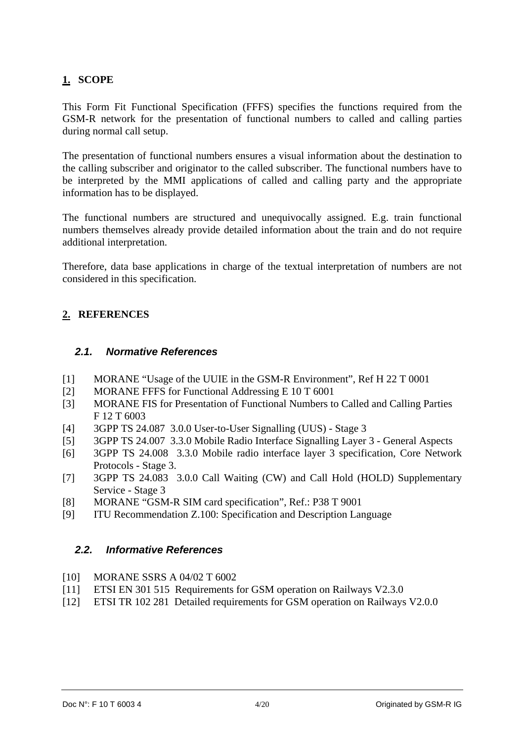# 1. SCOPE

This Form Fit Functional Specification (FFFS) specifies the functions required from the GSM-R network for the presentation of functional numbers to called and calling parties during normal call setup.

The presentation of functional numbers ensures a visual information about the destination to the calling subscriber and originator to the called subscriber. The functional numbers have to be interpreted by the MMI applications of called and calling party and the appropriate information has to be displayed.

The functional numbers are structured and unequivocally assigned. E.g. train functional numbers themselves already provide detailed information about the train and do not require additional interpretation.

Therefore, data base applications in charge of the textual interpretation of numbers are not considered in this specification.

# 2. REFERENCES

## 2.1. Normative References

[1] MORANE “Usage of the UUIE in the GSM-R Environment”, Ref H 22 T 0001
[2] MORANE FFFS for Functional Addressing E 10 T 6001
[3] MORANE FIS for Presentation of Functional Numbers to Called and Calling Parties F 12 T 6003
[4] 3GPP TS 24.087 3.0.0 User-to-User Signalling (UUS) - Stage 3
[5] 3GPP TS 24.007 3.3.0 Mobile Radio Interface Signalling Layer 3 - General Aspects
[6] 3GPP TS 24.008 3.3.0 Mobile radio interface layer 3 specification, Core Network Protocols - Stage 3.
[7] 3GPP TS 24.083 3.0.0 Call Waiting (CW) and Call Hold (HOLD) Supplementary Service - Stage 3
[8] MORANE “GSM-R SIM card specification”, Ref.: P38 T 9001
[9] ITU Recommendation Z.100: Specification and Description Language

## 2.2. Informative References

[10] MORANE SSRS A 04/02 T 6002
[11] ETSI EN 301 515 Requirements for GSM operation on Railways V2.3.0
[12] ETSI TR 102 281 Detailed requirements for GSM operation on Railways V2.0.0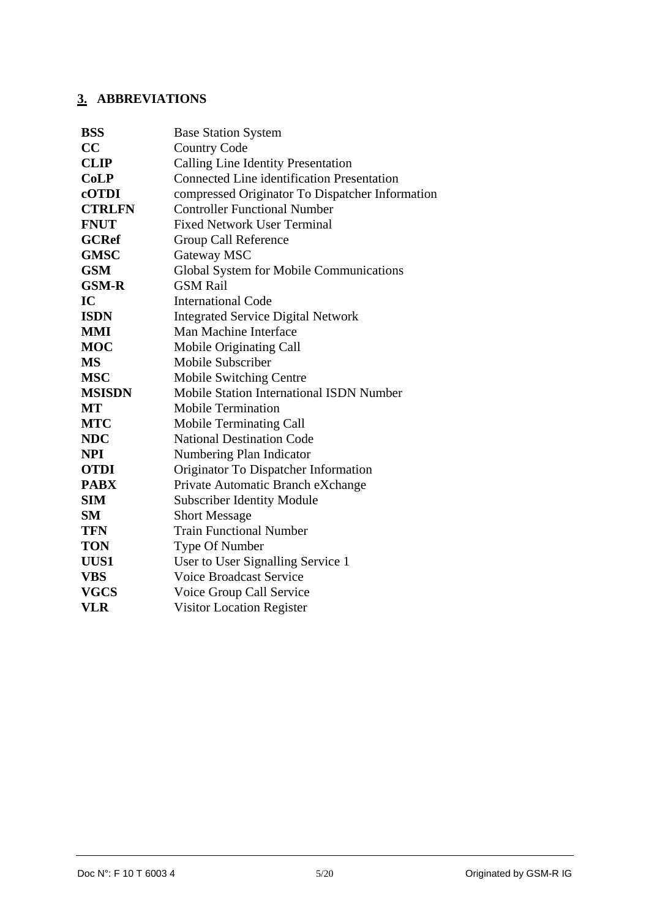## 3. ABBREVIATIONS

| | |
|---|---|
| **BSS** | Base Station System |
| **CC** | Country Code |
| **CLIP** | Calling Line Identity Presentation |
| **CoLP** | Connected Line identification Presentation |
| **cOTDI** | compressed Originator To Dispatcher Information |
| **CTRLFN** | Controller Functional Number |
| **FNUT** | Fixed Network User Terminal |
| **GCRef** | Group Call Reference |
| **GMSC** | Gateway MSC |
| **GSM** | Global System for Mobile Communications |
| **GSM-R** | GSM Rail |
| **IC** | International Code |
| **ISDN** | Integrated Service Digital Network |
| **MMI** | Man Machine Interface |
| **MOC** | Mobile Originating Call |
| **MS** | Mobile Subscriber |
| **MSC** | Mobile Switching Centre |
| **MSISDN** | Mobile Station International ISDN Number |
| **MT** | Mobile Termination |
| **MTC** | Mobile Terminating Call |
| **NDC** | National Destination Code |
| **NPI** | Numbering Plan Indicator |
| **OTDI** | Originator To Dispatcher Information |
| **PABX** | Private Automatic Branch eXchange |
| **SIM** | Subscriber Identity Module |
| **SM** | Short Message |
| **TFN** | Train Functional Number |
| **TON** | Type Of Number |
| **UUS1** | User to User Signalling Service 1 |
| **VBS** | Voice Broadcast Service |
| **VGCS** | Voice Group Call Service |
| **VLR** | Visitor Location Register |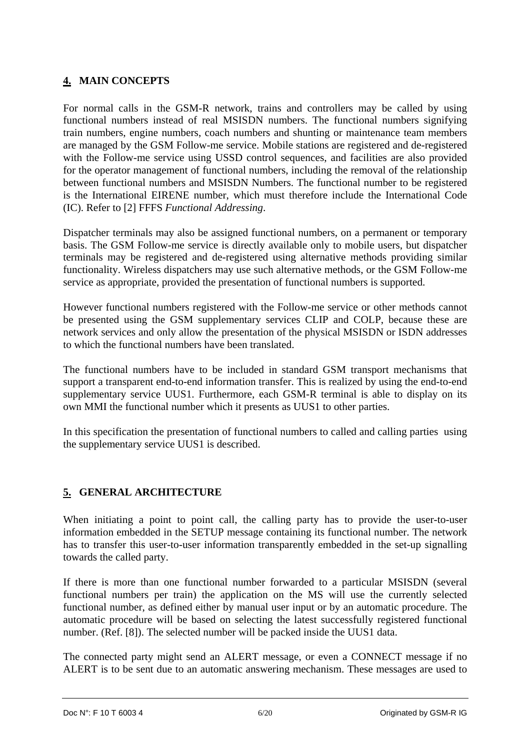## 4. MAIN CONCEPTS

For normal calls in the GSM-R network, trains and controllers may be called by using functional numbers instead of real MSISDN numbers. The functional numbers signifying train numbers, engine numbers, coach numbers and shunting or maintenance team members are managed by the GSM Follow-me service. Mobile stations are registered and de-registered with the Follow-me service using USSD control sequences, and facilities are also provided for the operator management of functional numbers, including the removal of the relationship between functional numbers and MSISDN Numbers. The functional number to be registered is the International EIRENE number, which must therefore include the International Code (IC). Refer to [2] FFFS *Functional Addressing*.

Dispatcher terminals may also be assigned functional numbers, on a permanent or temporary basis. The GSM Follow-me service is directly available only to mobile users, but dispatcher terminals may be registered and de-registered using alternative methods providing similar functionality. Wireless dispatchers may use such alternative methods, or the GSM Follow-me service as appropriate, provided the presentation of functional numbers is supported.

However functional numbers registered with the Follow-me service or other methods cannot be presented using the GSM supplementary services CLIP and COLP, because these are network services and only allow the presentation of the physical MSISDN or ISDN addresses to which the functional numbers have been translated.

The functional numbers have to be included in standard GSM transport mechanisms that support a transparent end-to-end information transfer. This is realized by using the end-to-end supplementary service UUS1. Furthermore, each GSM-R terminal is able to display on its own MMI the functional number which it presents as UUS1 to other parties.

In this specification the presentation of functional numbers to called and calling parties using the supplementary service UUS1 is described.

## 5. GENERAL ARCHITECTURE

When initiating a point to point call, the calling party has to provide the user-to-user information embedded in the SETUP message containing its functional number. The network has to transfer this user-to-user information transparently embedded in the set-up signalling towards the called party.

If there is more than one functional number forwarded to a particular MSISDN (several functional numbers per train) the application on the MS will use the currently selected functional number, as defined either by manual user input or by an automatic procedure. The automatic procedure will be based on selecting the latest successfully registered functional number. (Ref. [8]). The selected number will be packed inside the UUS1 data.

The connected party might send an ALERT message, or even a CONNECT message if no ALERT is to be sent due to an automatic answering mechanism. These messages are used to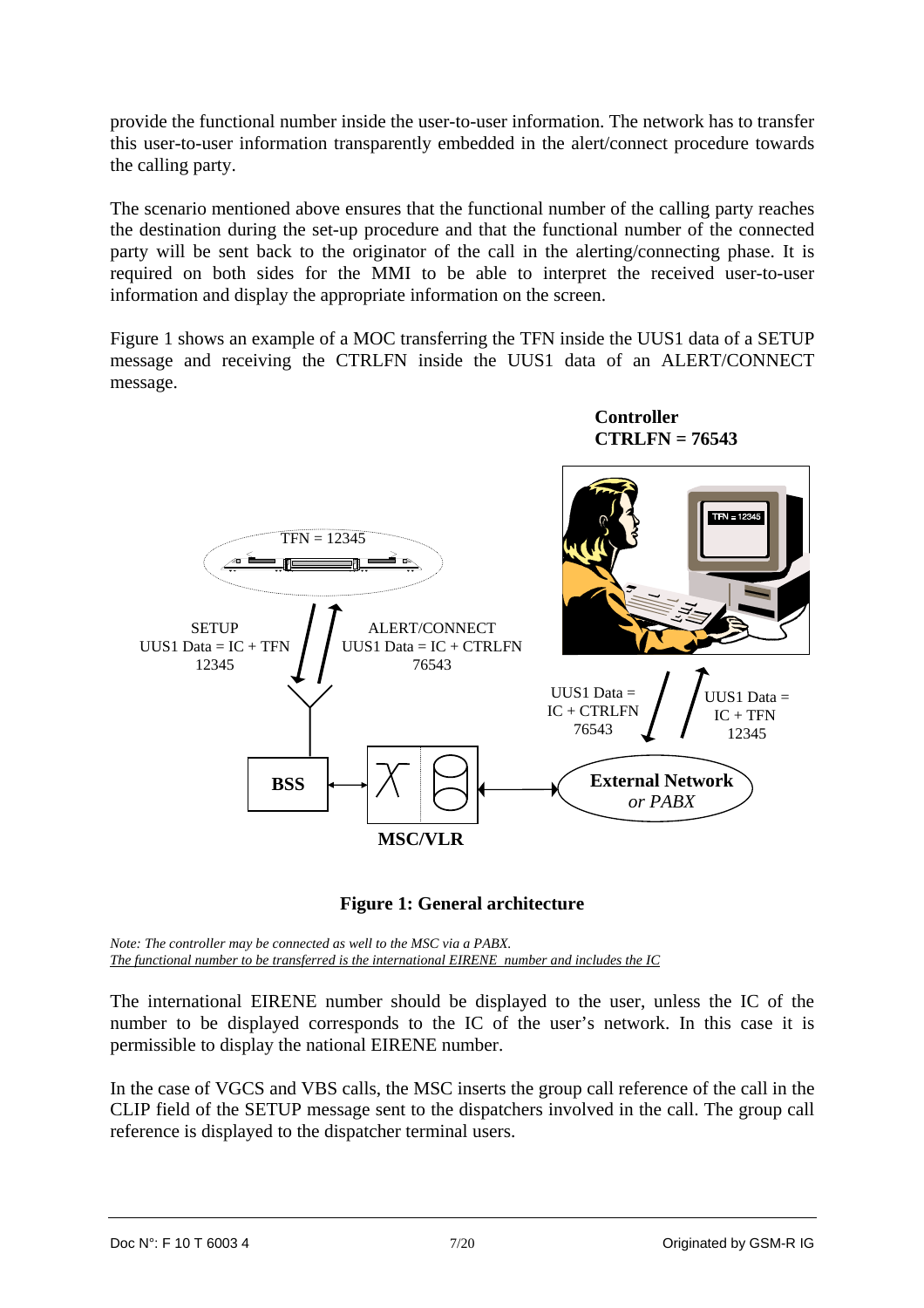provide the functional number inside the user-to-user information. The network has to transfer this user-to-user information transparently embedded in the alert/connect procedure towards the calling party.

The scenario mentioned above ensures that the functional number of the calling party reaches the destination during the set-up procedure and that the functional number of the connected party will be sent back to the originator of the call in the alerting/connecting phase. It is required on both sides for the MMI to be able to interpret the received user-to-user information and display the appropriate information on the screen.

Figure 1 shows an example of a MOC transferring the TFN inside the UUS1 data of a SETUP message and receiving the CTRLFN inside the UUS1 data of an ALERT/CONNECT message.

**Figure 1: General architecture**

*Note: The controller may be connected as well to the MSC via a PABX.*
*The functional number to be transferred is the international EIRENE number and includes the IC*

The international EIRENE number should be displayed to the user, unless the IC of the number to be displayed corresponds to the IC of the user's network. In this case it is permissible to display the national EIRENE number.

In the case of VGCS and VBS calls, the MSC inserts the group call reference of the call in the CLIP field of the SETUP message sent to the dispatchers involved in the call. The group call reference is displayed to the dispatcher terminal users.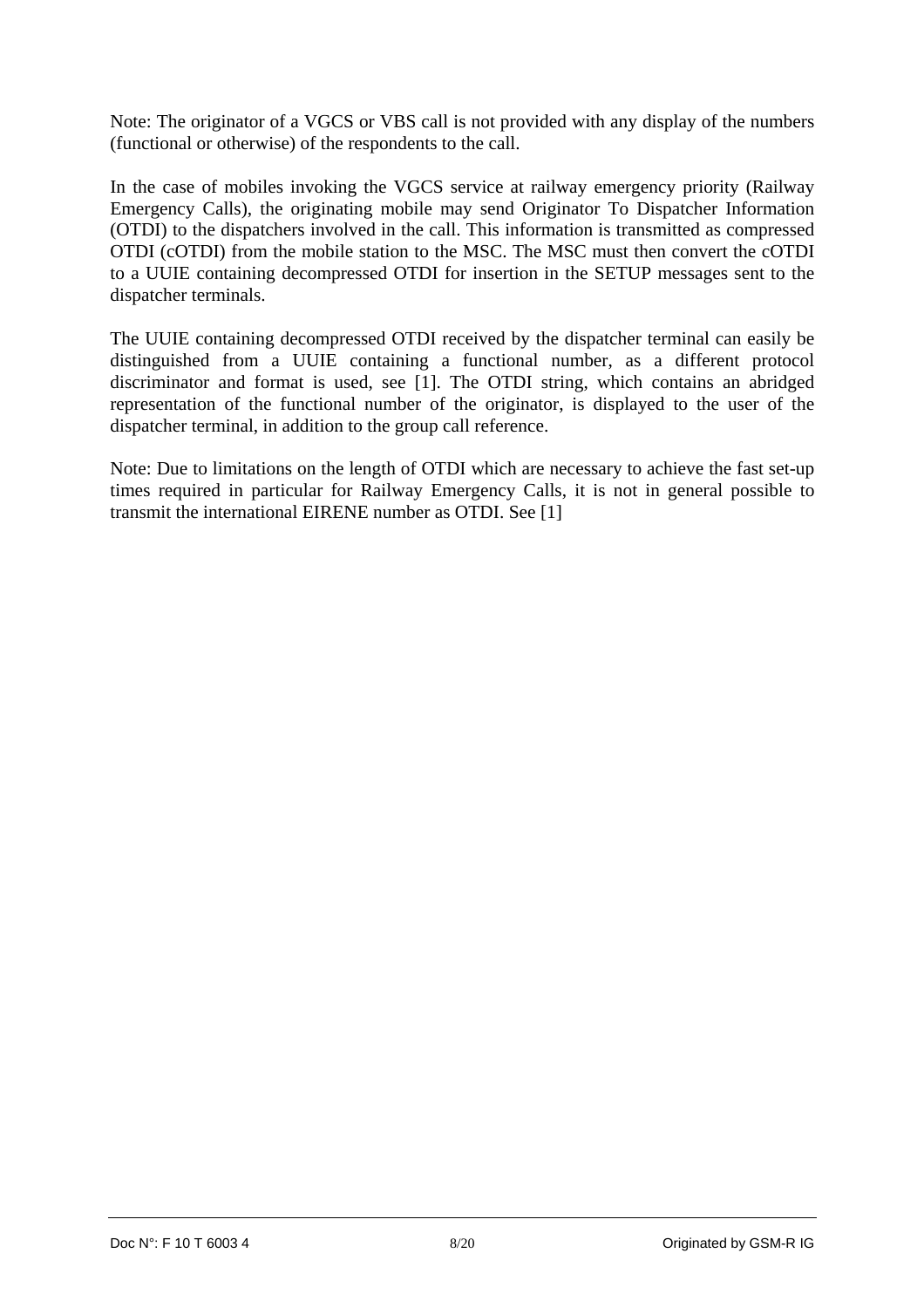Note: The originator of a VGCS or VBS call is not provided with any display of the numbers (functional or otherwise) of the respondents to the call.

In the case of mobiles invoking the VGCS service at railway emergency priority (Railway Emergency Calls), the originating mobile may send Originator To Dispatcher Information (OTDI) to the dispatchers involved in the call. This information is transmitted as compressed OTDI (cOTDI) from the mobile station to the MSC. The MSC must then convert the cOTDI to a UUIE containing decompressed OTDI for insertion in the SETUP messages sent to the dispatcher terminals.

The UUIE containing decompressed OTDI received by the dispatcher terminal can easily be distinguished from a UUIE containing a functional number, as a different protocol discriminator and format is used, see [1]. The OTDI string, which contains an abridged representation of the functional number of the originator, is displayed to the user of the dispatcher terminal, in addition to the group call reference.

Note: Due to limitations on the length of OTDI which are necessary to achieve the fast set-up times required in particular for Railway Emergency Calls, it is not in general possible to transmit the international EIRENE number as OTDI. See [1]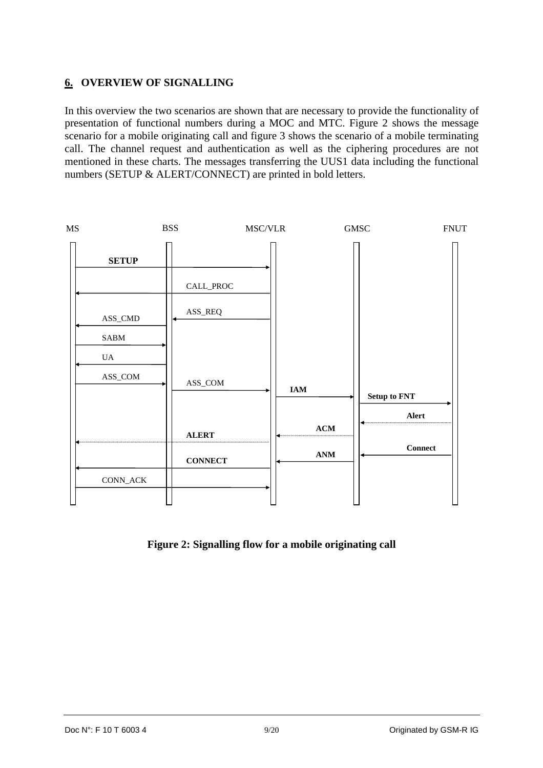## 6. OVERVIEW OF SIGNALLING

In this overview the two scenarios are shown that are necessary to provide the functionality of presentation of functional numbers during a MOC and MTC. Figure 2 shows the message scenario for a mobile originating call and figure 3 shows the scenario of a mobile terminating call. The channel request and authentication as well as the ciphering procedures are not mentioned in these charts. The messages transferring the UUS1 data including the functional numbers (SETUP & ALERT/CONNECT) are printed in bold letters.

MS | BSS | MSC/VLR | GMSC | FNUT

**SETUP**
CALL_PROC
ASS_REQ
ASS_CMD
SABM
UA
ASS_COM
ASS_COM
**IAM**
**Setup to FNT**
**Alert**
**ACM**
**ALERT**
**Connect**
**ANM**
**CONNECT**
CONN_ACK

**Figure 2: Signalling flow for a mobile originating call**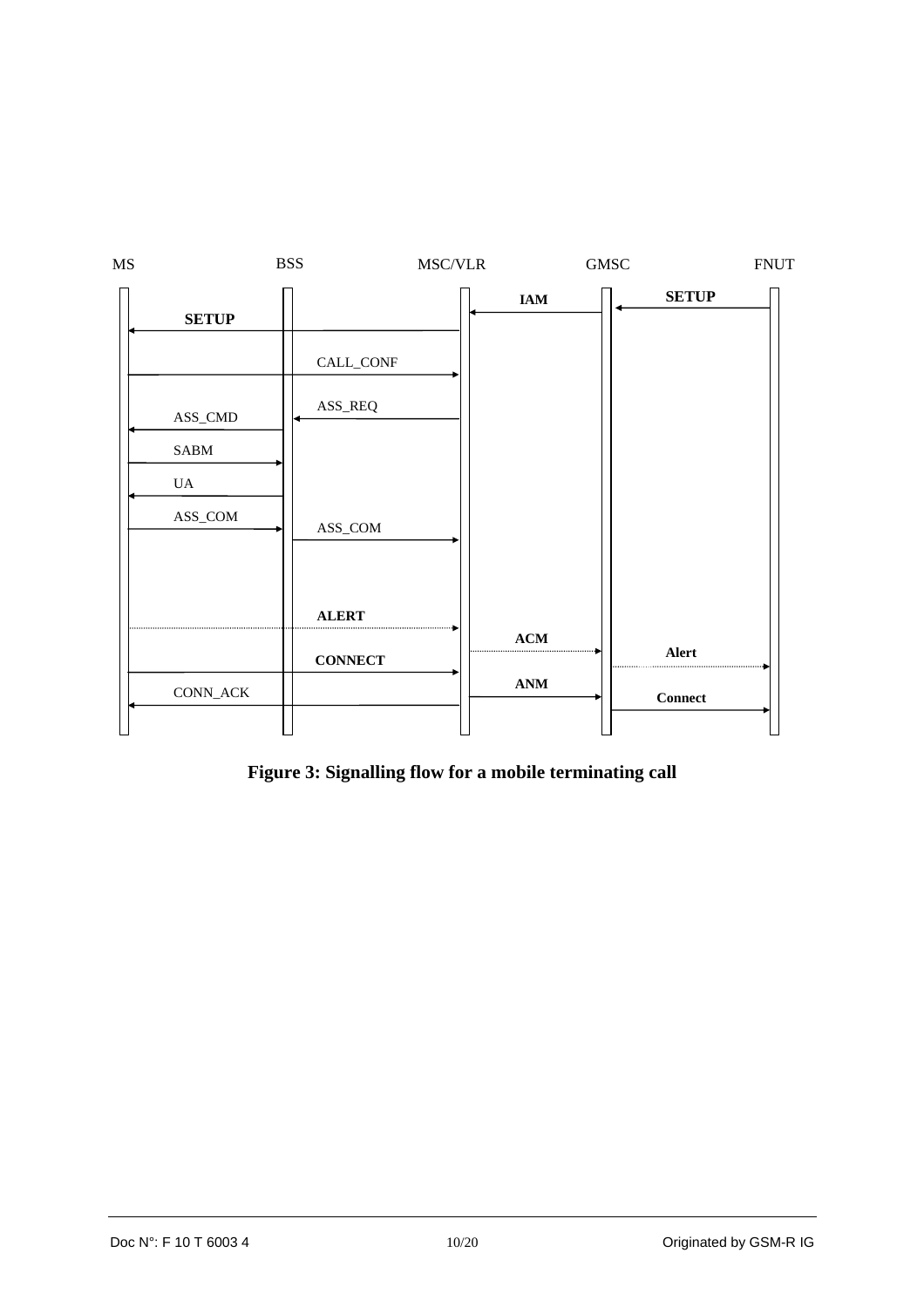MS BSS MSC/VLR GMSC FNUT

SETUP
IAM
SETUP
CALL_CONF
ASS_REQ
ASS_CMD
SABM
UA
ASS_COM
ASS_COM
ALERT
ACM
Alert
CONNECT
ANM
CONN_ACK
Connect

**Figure 3: Signalling flow for a mobile terminating call**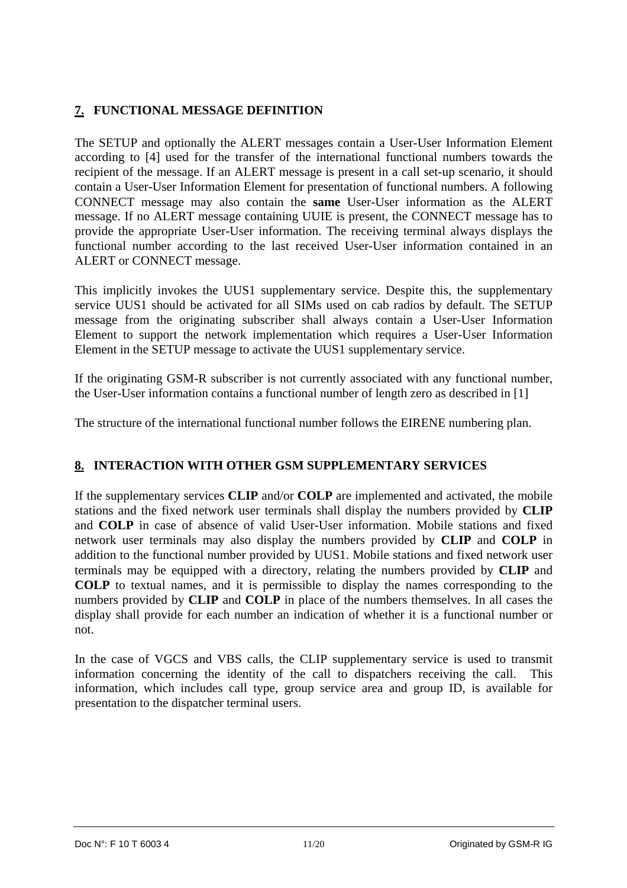## 7. FUNCTIONAL MESSAGE DEFINITION

The SETUP and optionally the ALERT messages contain a User-User Information Element according to [4] used for the transfer of the international functional numbers towards the recipient of the message. If an ALERT message is present in a call set-up scenario, it should contain a User-User Information Element for presentation of functional numbers. A following CONNECT message may also contain the **same** User-User information as the ALERT message. If no ALERT message containing UUIE is present, the CONNECT message has to provide the appropriate User-User information. The receiving terminal always displays the functional number according to the last received User-User information contained in an ALERT or CONNECT message.

This implicitly invokes the UUS1 supplementary service. Despite this, the supplementary service UUS1 should be activated for all SIMs used on cab radios by default. The SETUP message from the originating subscriber shall always contain a User-User Information Element to support the network implementation which requires a User-User Information Element in the SETUP message to activate the UUS1 supplementary service.

If the originating GSM-R subscriber is not currently associated with any functional number, the User-User information contains a functional number of length zero as described in [1]

The structure of the international functional number follows the EIRENE numbering plan.

## 8. INTERACTION WITH OTHER GSM SUPPLEMENTARY SERVICES

If the supplementary services **CLIP** and/or **COLP** are implemented and activated, the mobile stations and the fixed network user terminals shall display the numbers provided by **CLIP** and **COLP** in case of absence of valid User-User information. Mobile stations and fixed network user terminals may also display the numbers provided by **CLIP** and **COLP** in addition to the functional number provided by UUS1. Mobile stations and fixed network user terminals may be equipped with a directory, relating the numbers provided by **CLIP** and **COLP** to textual names, and it is permissible to display the names corresponding to the numbers provided by **CLIP** and **COLP** in place of the numbers themselves. In all cases the display shall provide for each number an indication of whether it is a functional number or not.

In the case of VGCS and VBS calls, the CLIP supplementary service is used to transmit information concerning the identity of the call to dispatchers receiving the call. This information, which includes call type, group service area and group ID, is available for presentation to the dispatcher terminal users.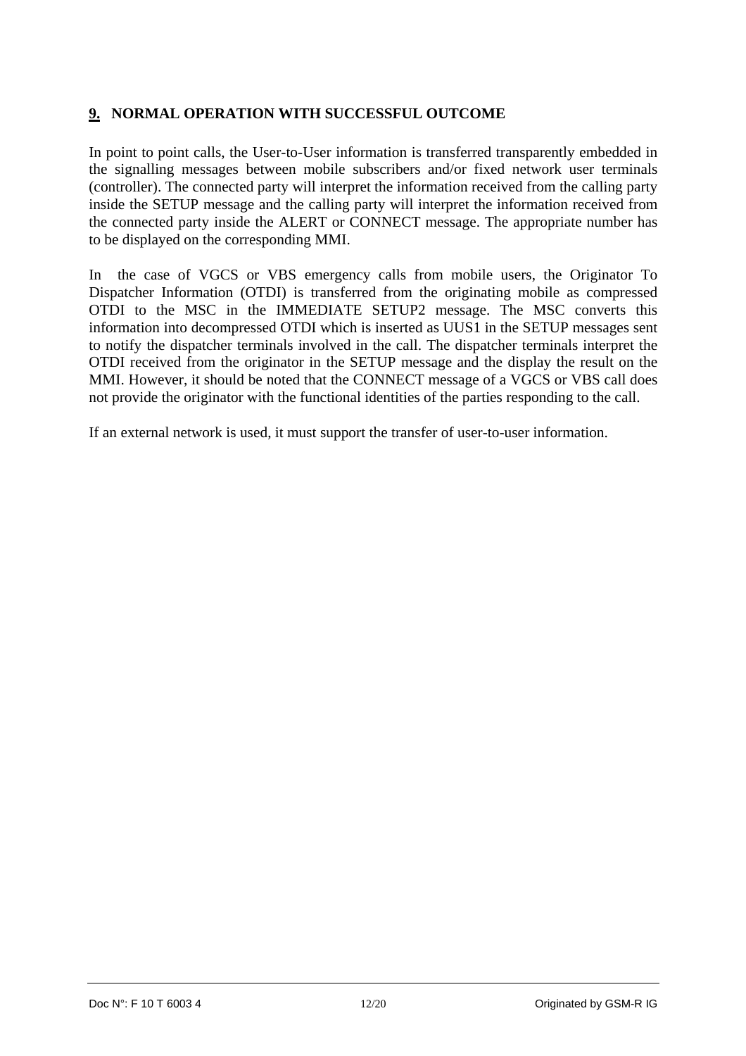## 9. NORMAL OPERATION WITH SUCCESSFUL OUTCOME

In point to point calls, the User-to-User information is transferred transparently embedded in the signalling messages between mobile subscribers and/or fixed network user terminals (controller). The connected party will interpret the information received from the calling party inside the SETUP message and the calling party will interpret the information received from the connected party inside the ALERT or CONNECT message. The appropriate number has to be displayed on the corresponding MMI.

In the case of VGCS or VBS emergency calls from mobile users, the Originator To Dispatcher Information (OTDI) is transferred from the originating mobile as compressed OTDI to the MSC in the IMMEDIATE SETUP2 message. The MSC converts this information into decompressed OTDI which is inserted as UUS1 in the SETUP messages sent to notify the dispatcher terminals involved in the call. The dispatcher terminals interpret the OTDI received from the originator in the SETUP message and the display the result on the MMI. However, it should be noted that the CONNECT message of a VGCS or VBS call does not provide the originator with the functional identities of the parties responding to the call.

If an external network is used, it must support the transfer of user-to-user information.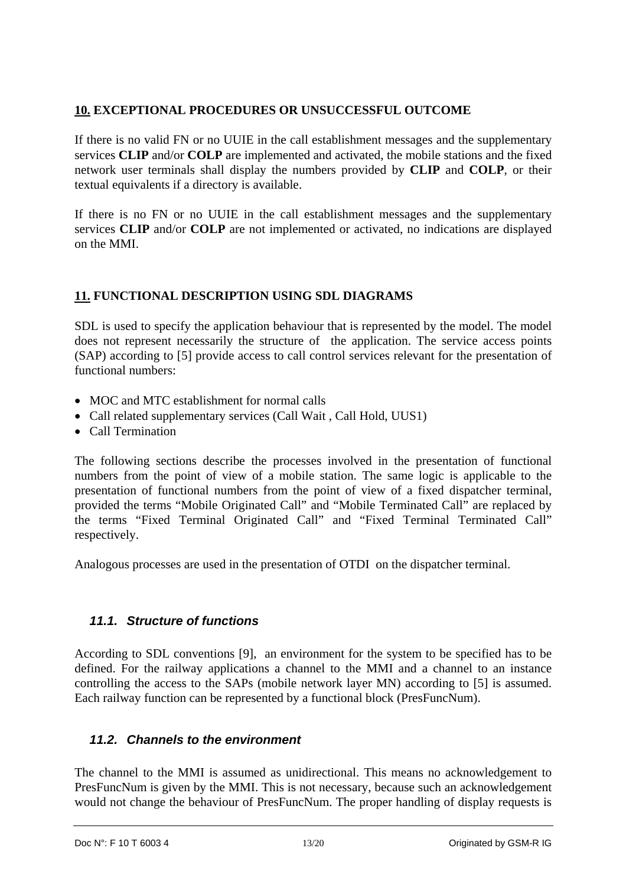## 10. EXCEPTIONAL PROCEDURES OR UNSUCCESSFUL OUTCOME

If there is no valid FN or no UUIE in the call establishment messages and the supplementary services **CLIP** and/or **COLP** are implemented and activated, the mobile stations and the fixed network user terminals shall display the numbers provided by **CLIP** and **COLP**, or their textual equivalents if a directory is available.

If there is no FN or no UUIE in the call establishment messages and the supplementary services **CLIP** and/or **COLP** are not implemented or activated, no indications are displayed on the MMI.

## 11. FUNCTIONAL DESCRIPTION USING SDL DIAGRAMS

SDL is used to specify the application behaviour that is represented by the model. The model does not represent necessarily the structure of the application. The service access points (SAP) according to [5] provide access to call control services relevant for the presentation of functional numbers:

- MOC and MTC establishment for normal calls
- Call related supplementary services (Call Wait , Call Hold, UUS1)
- Call Termination

The following sections describe the processes involved in the presentation of functional numbers from the point of view of a mobile station. The same logic is applicable to the presentation of functional numbers from the point of view of a fixed dispatcher terminal, provided the terms "Mobile Originated Call" and "Mobile Terminated Call" are replaced by the terms "Fixed Terminal Originated Call" and "Fixed Terminal Terminated Call" respectively.

Analogous processes are used in the presentation of OTDI on the dispatcher terminal.

### *11.1. Structure of functions*

According to SDL conventions [9], an environment for the system to be specified has to be defined. For the railway applications a channel to the MMI and a channel to an instance controlling the access to the SAPs (mobile network layer MN) according to [5] is assumed. Each railway function can be represented by a functional block (PresFuncNum).

### *11.2. Channels to the environment*

The channel to the MMI is assumed as unidirectional. This means no acknowledgement to PresFuncNum is given by the MMI. This is not necessary, because such an acknowledgement would not change the behaviour of PresFuncNum. The proper handling of display requests is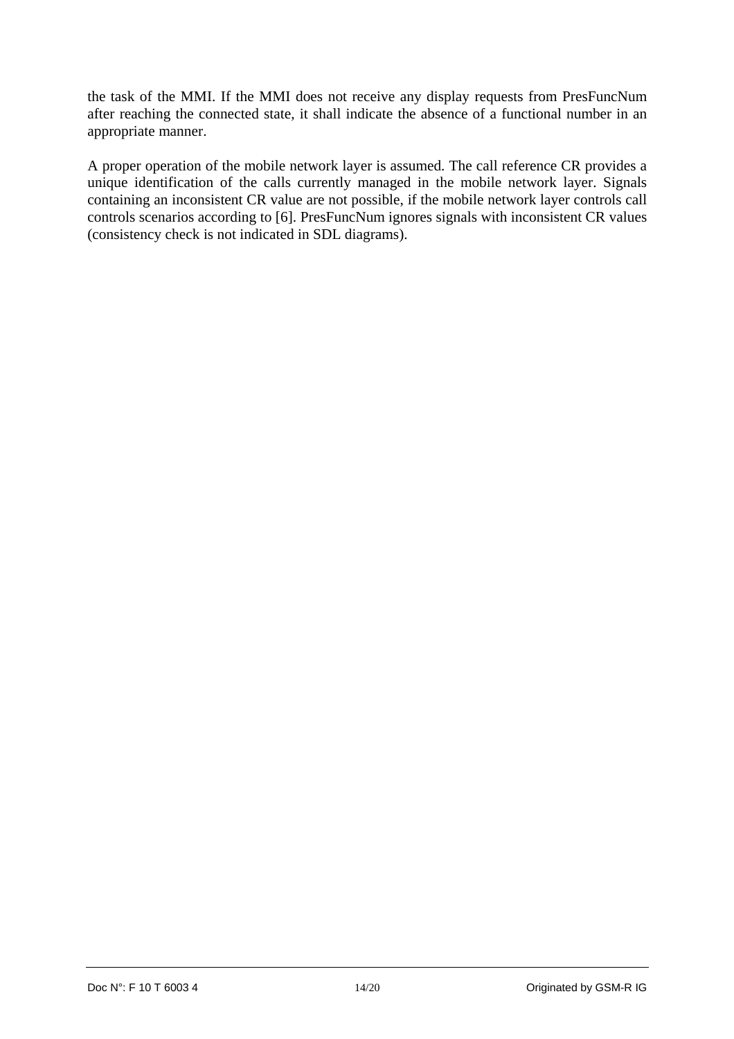the task of the MMI. If the MMI does not receive any display requests from PresFuncNum after reaching the connected state, it shall indicate the absence of a functional number in an appropriate manner.

A proper operation of the mobile network layer is assumed. The call reference CR provides a unique identification of the calls currently managed in the mobile network layer. Signals containing an inconsistent CR value are not possible, if the mobile network layer controls call controls scenarios according to [6]. PresFuncNum ignores signals with inconsistent CR values (consistency check is not indicated in SDL diagrams).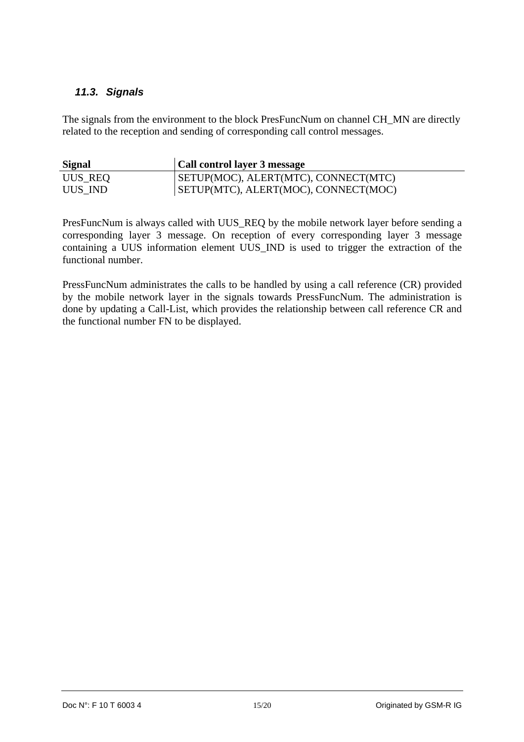### *11.3. Signals*

The signals from the environment to the block PresFuncNum on channel CH_MN are directly related to the reception and sending of corresponding call control messages.

| Signal | Call control layer 3 message |
|---|---|
| UUS_REQ | SETUP(MOC), ALERT(MTC), CONNECT(MTC) |
| UUS_IND | SETUP(MTC), ALERT(MOC), CONNECT(MOC) |

PresFuncNum is always called with UUS_REQ by the mobile network layer before sending a corresponding layer 3 message. On reception of every corresponding layer 3 message containing a UUS information element UUS_IND is used to trigger the extraction of the functional number.

PressFuncNum administrates the calls to be handled by using a call reference (CR) provided by the mobile network layer in the signals towards PressFuncNum. The administration is done by updating a Call-List, which provides the relationship between call reference CR and the functional number FN to be displayed.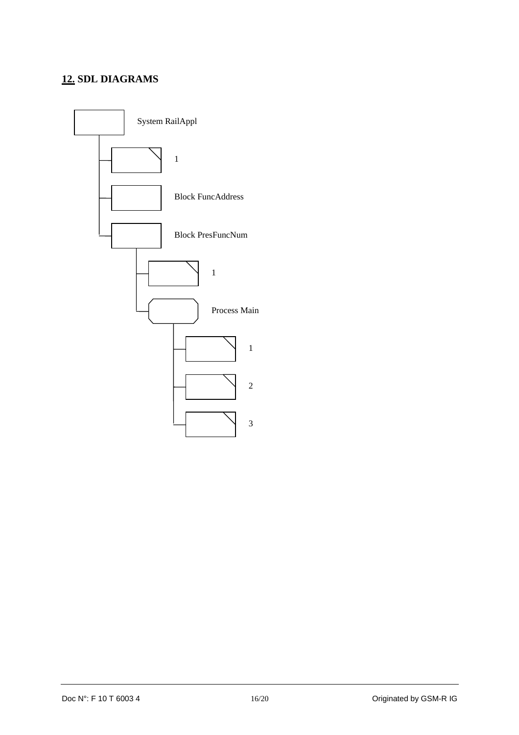## 12. SDL DIAGRAMS

- System RailAppl
  - 1
  - Block FuncAddress
  - Block PresFuncNum
    - 1
    - Process Main
      - 1
      - 2
      - 3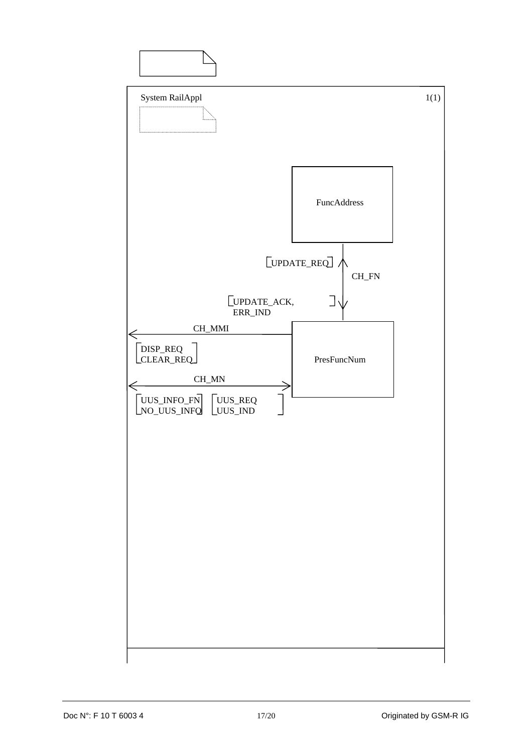System RailAppl

1(1)

FuncAddress

[UPDATE_REQ]

CH_FN

[UPDATE_ACK, ERR_IND]

CH_MMI

[DISP_REQ CLEAR_REQ]

PresFuncNum

CH_MN

[UUS_INFO_FN NO_UUS_INFO] [UUS_REQ UUS_IND]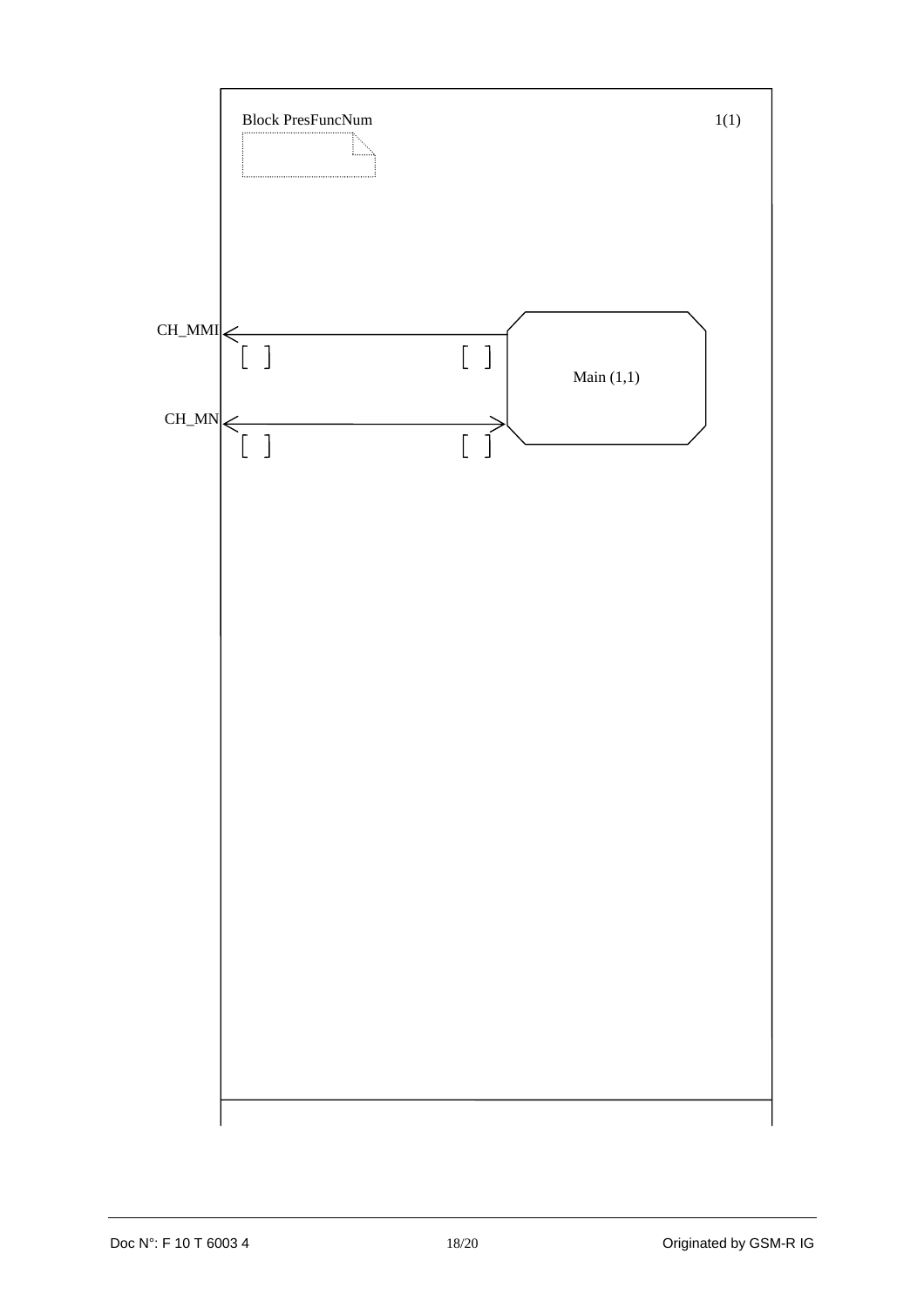Block PresFuncNum

1(1)

CH_MMI

[ ] [ ]

Main (1,1)

CH_MN

[ ] [ ]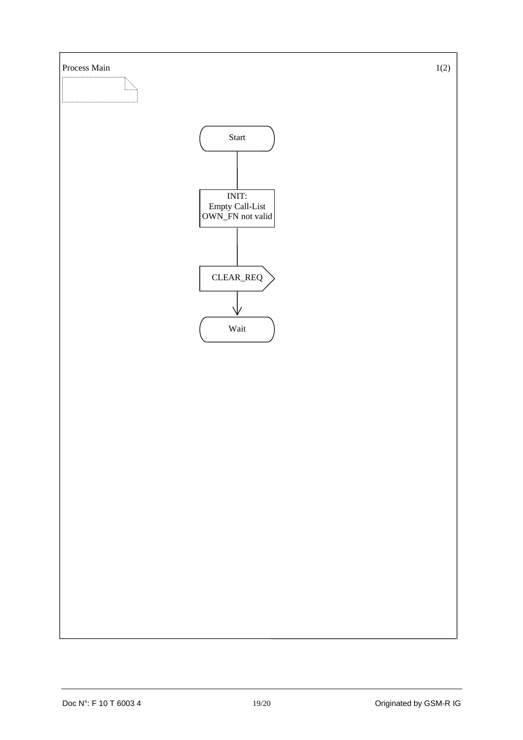Process Main 1(2)

```
Start
  |
INIT:
Empty Call-List
OWN_FN not valid
  |
CLEAR_REQ
  |
  v
Wait
```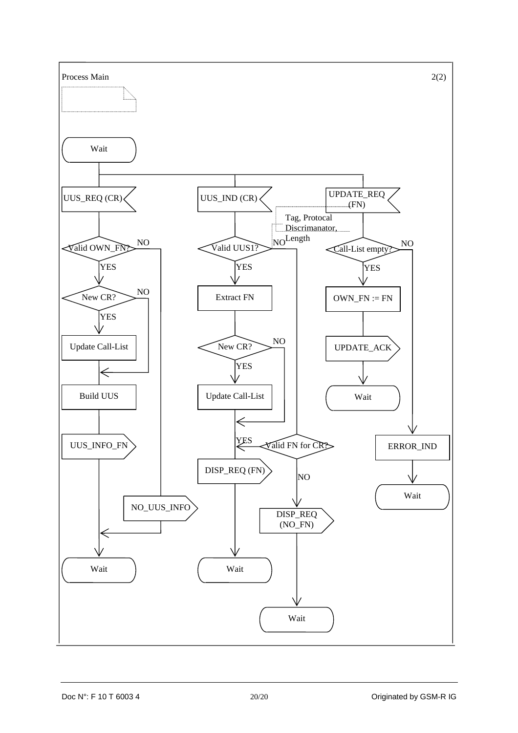Process Main

2(2)

Wait

UUS_REQ (CR)

Valid OWN_FN?

NO

YES

New CR?

NO

YES

Update Call-List

Build UUS

UUS_INFO_FN

NO_UUS_INFO

Wait

UUS_IND (CR)

Tag, Protocal Discrimanator, Length

Valid UUS1?

NO

YES

Extract FN

New CR?

NO

YES

Update Call-List

YES

Valid FN for CR?

NO

DISP_REQ (FN)

DISP_REQ (NO_FN)

Wait

Wait

UPDATE_REQ (FN)

Call-List empty?

NO

YES

OWN_FN := FN

UPDATE_ACK

Wait

ERROR_IND

Wait

Doc N°: F 10 T 6003 4

Originated by GSM-R IG